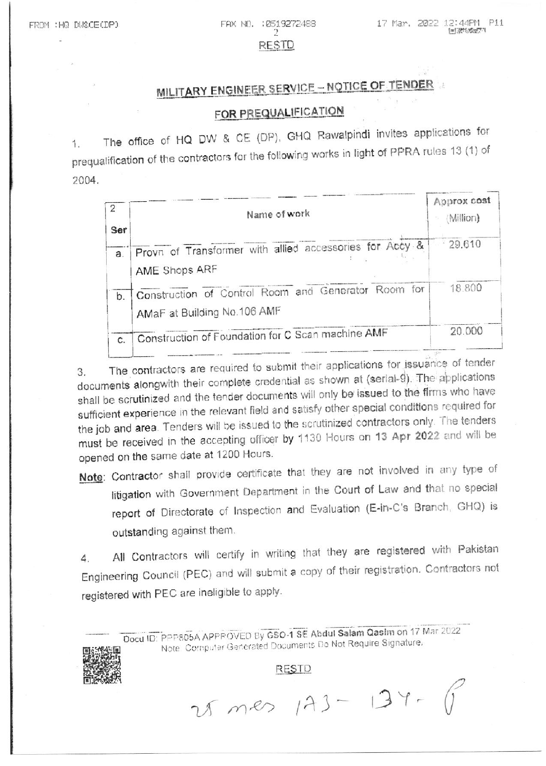RESTD

# MILITARY ENGINEER SERVICE – NOTICE OF TENDER

## FOR PREQUALIFICATION

1. The office of HQ DW & CE (DP), GHQ Rawalpindi invites applications for prequalification of the contractors for the following works in light of PPRA rules 13 (1) of 2004.

| 2<br>Ser | Name of work | Approx cost (Million) |
|---|---|---|
| a. | Provn of Transformer with allied accessories for Accy & AME Shops ARF | 29.610 |
| b. | Construction of Control Room and Generator Room for AMaF at Building No.106 AMF | 18.800 |
| c. | Construction of Foundation for C Scan machine AMF | 20.000 |

3. The contractors are required to submit their applications for issuance of tender documents alongwith their complete credential as shown at (serial-9). The applications shall be scrutinized and the tender documents will only be issued to the firms who have sufficient experience in the relevant field and satisfy other special conditions required for the job and area. Tenders will be issued to the scrutinized contractors only. The tenders must be received in the accepting officer by 1130 Hours on **13 Apr 2022** and will be opened on the same date at 1200 Hours.

**Note**: Contractor shall provide certificate that they are not involved in any type of litigation with Government Department in the Court of Law and that no special report of Directorate of Inspection and Evaluation (E-in-C's Branch, GHQ) is outstanding against them.

4. All Contractors will certify in writing that they are registered with Pakistan Engineering Council (PEC) and will submit a copy of their registration. Contractors not registered with PEC are ineligible to apply.

Docu ID: PPP805A APPROVED By GSO-1 SE Abdul Salam Qasim on 17 Mar 2022
Note: Computer Generated Documents Do Not Require Signature.

RESTD

25 mes 133 – 134 – P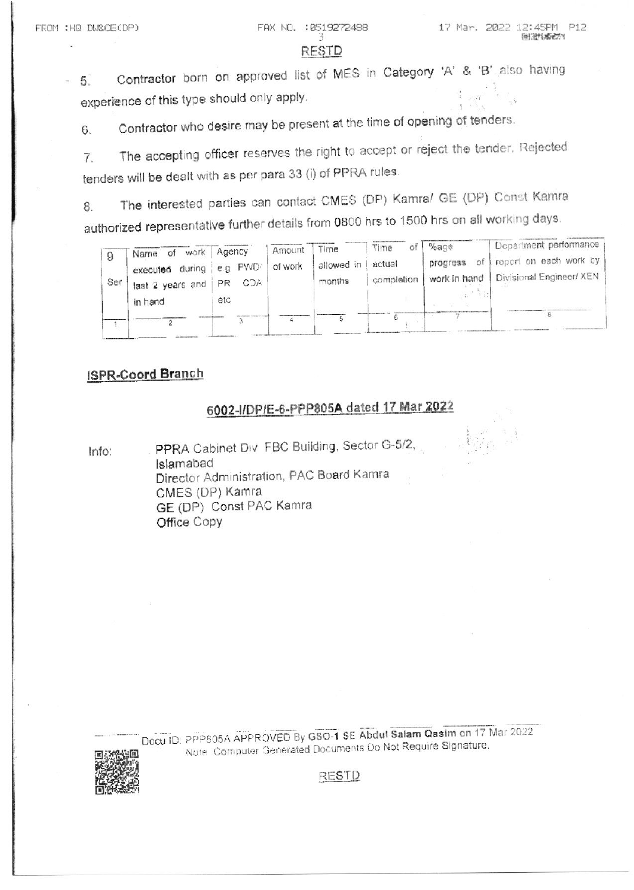RESTD

5. Contractor born on approved list of MES in Category 'A' & 'B' also having experience of this type should only apply.

6. Contractor who desire may be present at the time of opening of tenders.

7. The accepting officer reserves the right to accept or reject the tender. Rejected tenders will be dealt with as per para 33 (i) of PPRA rules.

8. The interested parties can contact CMES (DP) Kamra/ GE (DP) Const Kamra authorized representative further details from 0800 hrs to 1500 hrs on all working days.

| 9 Ser | Name of work executed during last 2 years and in hand | Agency e.g. PWD/ PR CDA etc | Amount of work | Time allowed in months | Time of actual completion | %age progress of work in hand | Department performance report on each work by Divisional Engineer/ XEN |
|---|---|---|---|---|---|---|---|
| 1 | 2 | 3 | 4 | 5 | 6 | 7 | 8 |

**ISPR-Coord Branch**

**6002-I/DP/E-6-PPP805A dated 17 Mar 2022**

Info:
PPRA Cabinet Div FBC Building, Sector G-5/2, Islamabad
Director Administration, PAC Board Kamra
CMES (DP) Kamra
GE (DP) Const PAC Kamra
Office Copy

Docu ID: PPP805A APPROVED By GSO-1 SE **Abdul Salam Qasim** on 17 Mar 2022
Note: Computer Generated Documents Do Not Require Signature.

RESTD